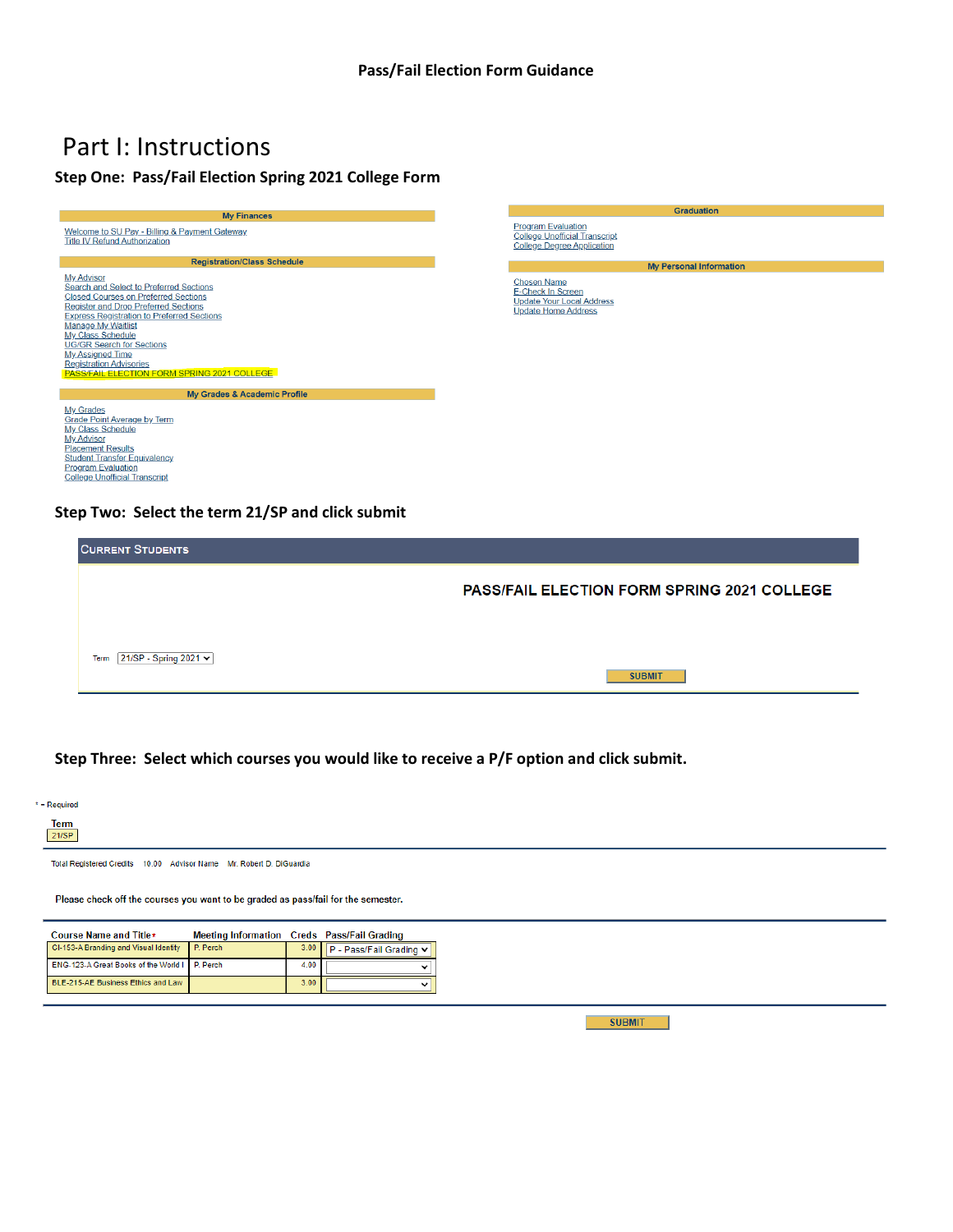# Pass/Fail Election Form Guidance

## Part I: Instructions

### Step One: Pass/Fail Election Spring 2021 College Form

**My Finances**

- Welcome to SU Pay - Billing & Payment Gateway
- Title IV Refund Authorization

**Registration/Class Schedule**

- My Advisor
- Search and Select to Preferred Sections
- Closed Courses on Preferred Sections
- Register and Drop Preferred Sections
- Express Registration to Preferred Sections
- Manage My Waitlist
- My Class Schedule
- UG/GR Search for Sections
- My Assigned Time
- Registration Advisories
- PASS/FAIL ELECTION FORM SPRING 2021 COLLEGE

**My Grades & Academic Profile**

- My Grades
- Grade Point Average by Term
- My Class Schedule
- My Advisor
- Placement Results
- Student Transfer Equivalency
- Program Evaluation
- College Unofficial Transcript

**Graduation**

- Program Evaluation
- College Unofficial Transcript
- College Degree Application

**My Personal Information**

- Chosen Name
- E-Check In Screen
- Update Your Local Address
- Update Home Address

### Step Two: Select the term 21/SP and click submit

CURRENT STUDENTS

PASS/FAIL ELECTION FORM SPRING 2021 COLLEGE

Term 21/SP - Spring 2021

SUBMIT

### Step Three: Select which courses you would like to receive a P/F option and click submit.

* = Required

Term
21/SP

Total Registered Credits 10.00 Advisor Name Mr. Robert D. DiGuardia

Please check off the courses you want to be graded as pass/fail for the semester.

| Course Name and Title* | Meeting Information | Creds | Pass/Fail Grading |
|---|---|---|---|
| CI-153-A Branding and Visual Identity | P. Perch | 3.00 | P - Pass/Fail Grading |
| ENG-123-A Great Books of the World I | P. Perch | 4.00 | |
| BLE-215-AE Business Ethics and Law | | 3.00 | |

SUBMIT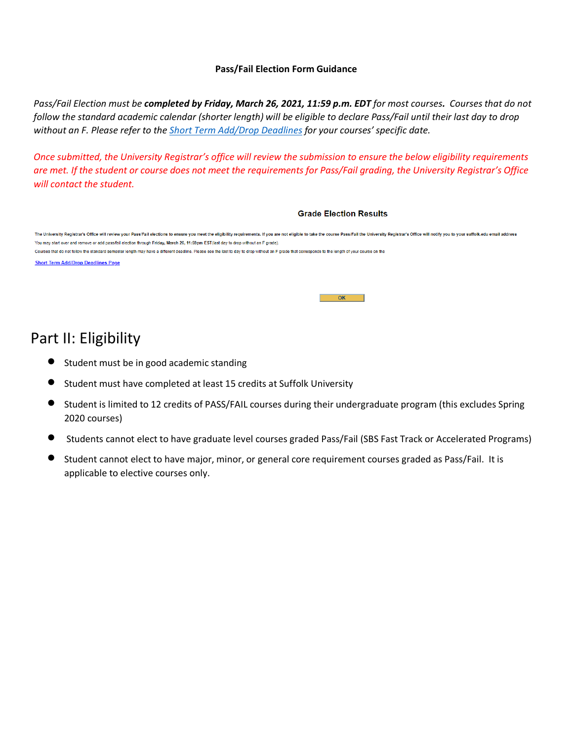**Pass/Fail Election Form Guidance**

*Pass/Fail Election must be **completed by Friday, March 26, 2021, 11:59 p.m. EDT** for most courses. Courses that do not follow the standard academic calendar (shorter length) will be eligible to declare Pass/Fail until their last day to drop without an F. Please refer to the [Short Term Add/Drop Deadlines]() for your courses' specific date.*

*Once submitted, the University Registrar's office will review the submission to ensure the below eligibility requirements are met. If the student or course does not meet the requirements for Pass/Fail grading, the University Registrar's Office will contact the student.*

**Grade Election Results**

**The University Registrar's Office will review your Pass/Fail elections to ensure you meet the eligibility requirements. If you are not eligible to take the course Pass/Fail the University Registrar's Office will notify you to your suffolk.edu email address**

You may start over and remove or add pass/fail election through **Friday, March 26, 11:59pm EST**(last day to drop without an F grade).

Courses that do not follow the standard semester length may have a different deadline. Please see the last to day to drop without an F grade that corresponds to the length of your course on the

[Short Term Add/Drop Deadlines Page]()

OK

# Part II: Eligibility

- Student must be in good academic standing
- Student must have completed at least 15 credits at Suffolk University
- Student is limited to 12 credits of PASS/FAIL courses during their undergraduate program (this excludes Spring 2020 courses)
- Students cannot elect to have graduate level courses graded Pass/Fail (SBS Fast Track or Accelerated Programs)
- Student cannot elect to have major, minor, or general core requirement courses graded as Pass/Fail. It is applicable to elective courses only.